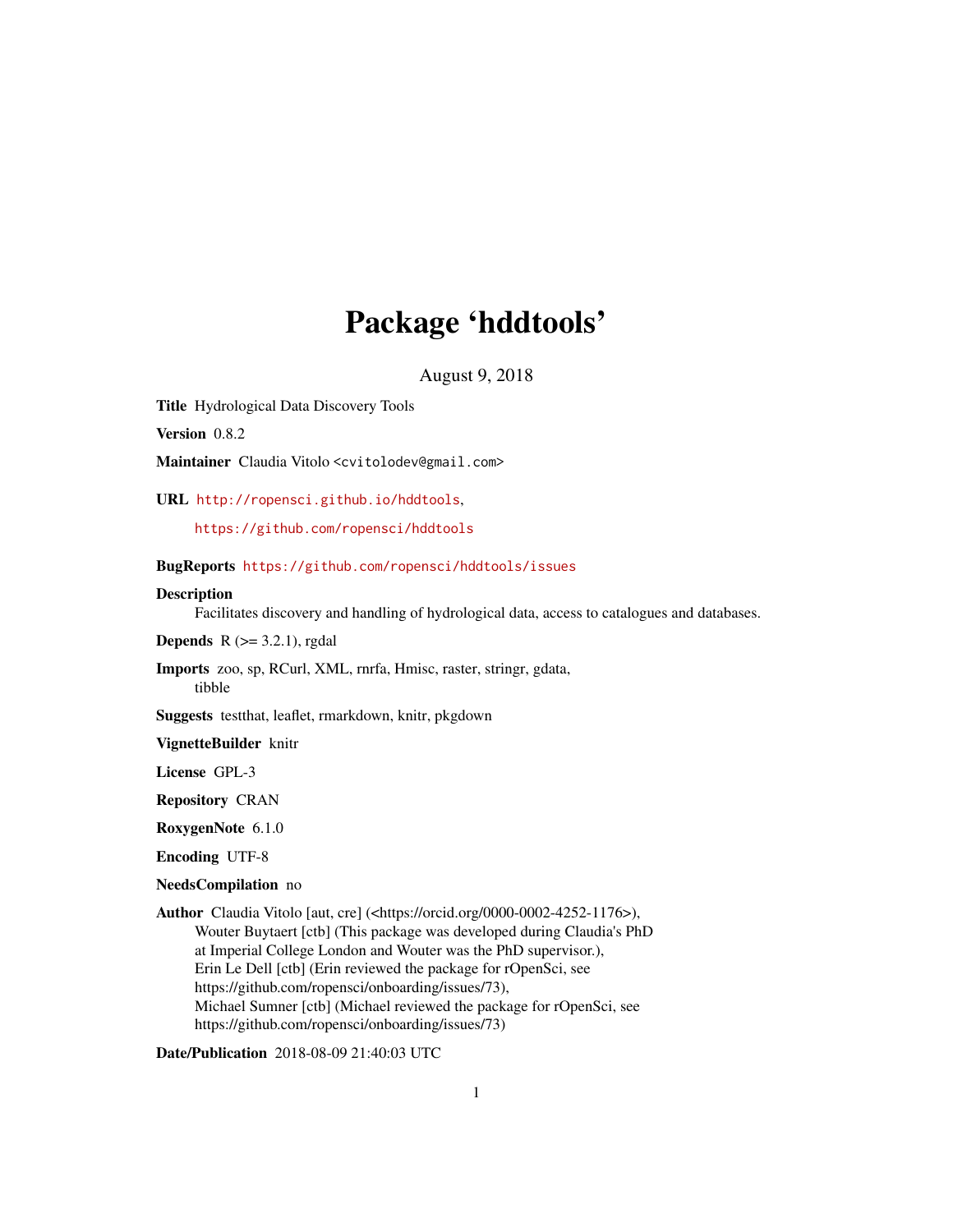# Package 'hddtools'

August 9, 2018

**Title** Hydrological Data Discovery Tools

**Version** 0.8.2

**Maintainer** Claudia Vitolo <cvitolodev@gmail.com>

**URL** http://ropensci.github.io/hddtools,
https://github.com/ropensci/hddtools

**BugReports** https://github.com/ropensci/hddtools/issues

**Description** Facilitates discovery and handling of hydrological data, access to catalogues and databases.

**Depends** R (>= 3.2.1), rgdal

**Imports** zoo, sp, RCurl, XML, rnrfa, Hmisc, raster, stringr, gdata, tibble

**Suggests** testthat, leaflet, rmarkdown, knitr, pkgdown

**VignetteBuilder** knitr

**License** GPL-3

**Repository** CRAN

**RoxygenNote** 6.1.0

**Encoding** UTF-8

**NeedsCompilation** no

**Author** Claudia Vitolo [aut, cre] (<https://orcid.org/0000-0002-4252-1176>),
Wouter Buytaert [ctb] (This package was developed during Claudia's PhD at Imperial College London and Wouter was the PhD supervisor.),
Erin Le Dell [ctb] (Erin reviewed the package for rOpenSci, see https://github.com/ropensci/onboarding/issues/73),
Michael Sumner [ctb] (Michael reviewed the package for rOpenSci, see https://github.com/ropensci/onboarding/issues/73)

**Date/Publication** 2018-08-09 21:40:03 UTC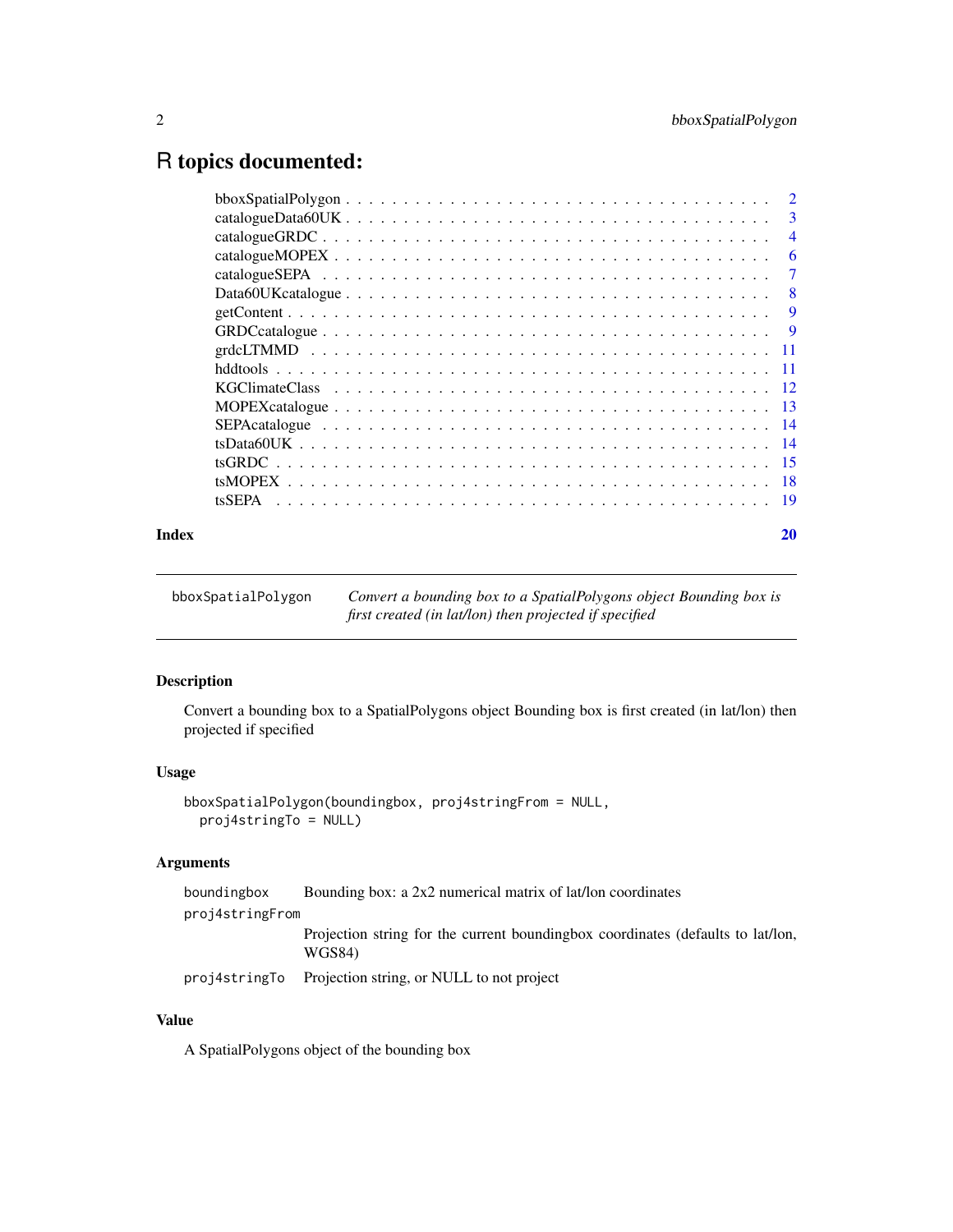# R topics documented:

| | |
|---|---|
| bboxSpatialPolygon | 2 |
| catalogueData60UK | 3 |
| catalogueGRDC | 4 |
| catalogueMOPEX | 6 |
| catalogueSEPA | 7 |
| Data60UKcatalogue | 8 |
| getContent | 9 |
| GRDCcatalogue | 9 |
| grdcLTMMD | 11 |
| hddtools | 11 |
| KGClimateClass | 12 |
| MOPEXcatalogue | 13 |
| SEPAcatalogue | 14 |
| tsData60UK | 14 |
| tsGRDC | 15 |
| tsMOPEX | 18 |
| tsSEPA | 19 |

**Index** **20**

---

`bboxSpatialPolygon` *Convert a bounding box to a SpatialPolygons object Bounding box is first created (in lat/lon) then projected if specified*

---

## Description

Convert a bounding box to a SpatialPolygons object Bounding box is first created (in lat/lon) then projected if specified

## Usage

```
bboxSpatialPolygon(boundingbox, proj4stringFrom = NULL,
  proj4stringTo = NULL)
```

## Arguments

| | |
|---|---|
| `boundingbox` | Bounding box: a 2x2 numerical matrix of lat/lon coordinates |
| `proj4stringFrom` | Projection string for the current boundingbox coordinates (defaults to lat/lon, WGS84) |
| `proj4stringTo` | Projection string, or NULL to not project |

## Value

A SpatialPolygons object of the bounding box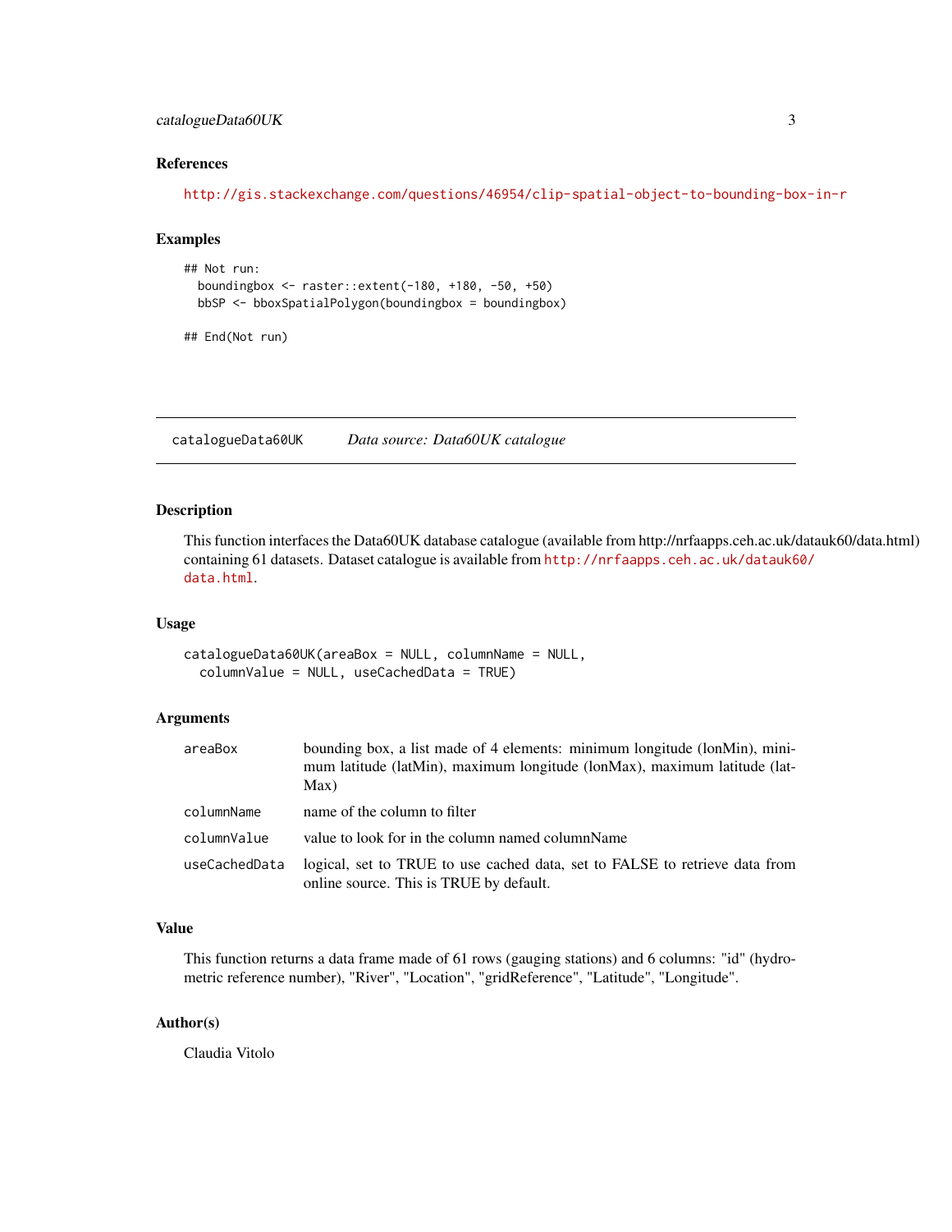### References

http://gis.stackexchange.com/questions/46954/clip-spatial-object-to-bounding-box-in-r

### Examples

```
## Not run:
  boundingbox <- raster::extent(-180, +180, -50, +50)
  bbSP <- bboxSpatialPolygon(boundingbox = boundingbox)

## End(Not run)
```

---

## catalogueData60UK *Data source: Data60UK catalogue*

### Description

This function interfaces the Data60UK database catalogue (available from http://nrfaapps.ceh.ac.uk/datauk60/data.html) containing 61 datasets. Dataset catalogue is available from http://nrfaapps.ceh.ac.uk/datauk60/data.html.

### Usage

```
catalogueData60UK(areaBox = NULL, columnName = NULL,
  columnValue = NULL, useCachedData = TRUE)
```

### Arguments

| | |
|---|---|
| areaBox | bounding box, a list made of 4 elements: minimum longitude (lonMin), minimum latitude (latMin), maximum longitude (lonMax), maximum latitude (latMax) |
| columnName | name of the column to filter |
| columnValue | value to look for in the column named columnName |
| useCachedData | logical, set to TRUE to use cached data, set to FALSE to retrieve data from online source. This is TRUE by default. |

### Value

This function returns a data frame made of 61 rows (gauging stations) and 6 columns: "id" (hydrometric reference number), "River", "Location", "gridReference", "Latitude", "Longitude".

### Author(s)

Claudia Vitolo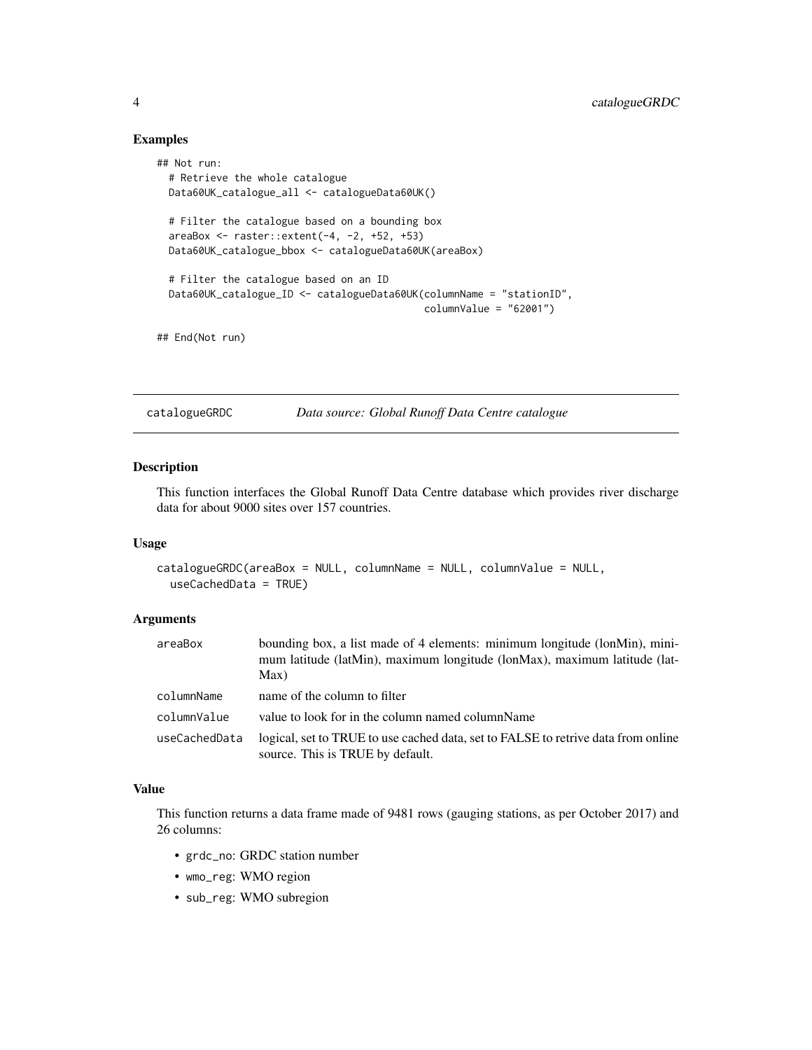### Examples

```
## Not run:
  # Retrieve the whole catalogue
  Data60UK_catalogue_all <- catalogueData60UK()

  # Filter the catalogue based on a bounding box
  areaBox <- raster::extent(-4, -2, +52, +53)
  Data60UK_catalogue_bbox <- catalogueData60UK(areaBox)

  # Filter the catalogue based on an ID
  Data60UK_catalogue_ID <- catalogueData60UK(columnName = "stationID",
                                             columnValue = "62001")

## End(Not run)
```

---

## catalogueGRDC — *Data source: Global Runoff Data Centre catalogue*

---

### Description

This function interfaces the Global Runoff Data Centre database which provides river discharge data for about 9000 sites over 157 countries.

### Usage

```
catalogueGRDC(areaBox = NULL, columnName = NULL, columnValue = NULL,
  useCachedData = TRUE)
```

### Arguments

| | |
|---|---|
| `areaBox` | bounding box, a list made of 4 elements: minimum longitude (lonMin), minimum latitude (latMin), maximum longitude (lonMax), maximum latitude (latMax) |
| `columnName` | name of the column to filter |
| `columnValue` | value to look for in the column named columnName |
| `useCachedData` | logical, set to TRUE to use cached data, set to FALSE to retrive data from online source. This is TRUE by default. |

### Value

This function returns a data frame made of 9481 rows (gauging stations, as per October 2017) and 26 columns:

- `grdc_no`: GRDC station number
- `wmo_reg`: WMO region
- `sub_reg`: WMO subregion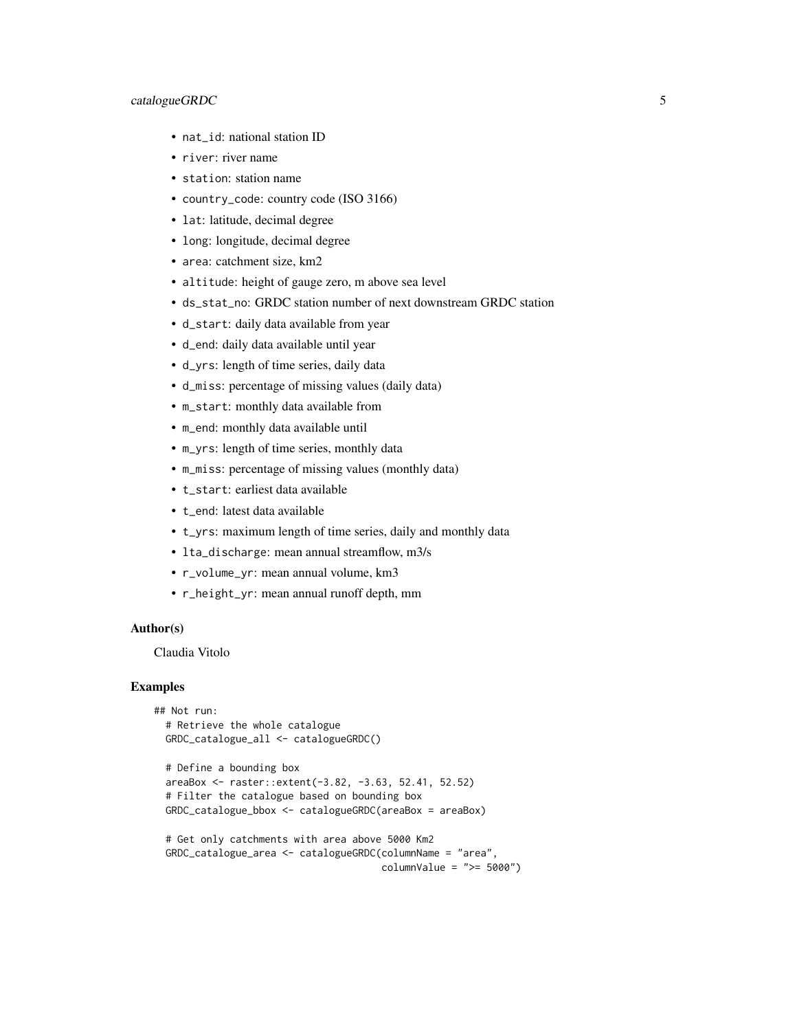- `nat_id`: national station ID
- `river`: river name
- `station`: station name
- `country_code`: country code (ISO 3166)
- `lat`: latitude, decimal degree
- `long`: longitude, decimal degree
- `area`: catchment size, km2
- `altitude`: height of gauge zero, m above sea level
- `ds_stat_no`: GRDC station number of next downstream GRDC station
- `d_start`: daily data available from year
- `d_end`: daily data available until year
- `d_yrs`: length of time series, daily data
- `d_miss`: percentage of missing values (daily data)
- `m_start`: monthly data available from
- `m_end`: monthly data available until
- `m_yrs`: length of time series, monthly data
- `m_miss`: percentage of missing values (monthly data)
- `t_start`: earliest data available
- `t_end`: latest data available
- `t_yrs`: maximum length of time series, daily and monthly data
- `lta_discharge`: mean annual streamflow, m3/s
- `r_volume_yr`: mean annual volume, km3
- `r_height_yr`: mean annual runoff depth, mm

### Author(s)

Claudia Vitolo

### Examples

```
## Not run:
  # Retrieve the whole catalogue
  GRDC_catalogue_all <- catalogueGRDC()

  # Define a bounding box
  areaBox <- raster::extent(-3.82, -3.63, 52.41, 52.52)
  # Filter the catalogue based on bounding box
  GRDC_catalogue_bbox <- catalogueGRDC(areaBox = areaBox)

  # Get only catchments with area above 5000 Km2
  GRDC_catalogue_area <- catalogueGRDC(columnName = "area",
                                       columnValue = ">= 5000")
```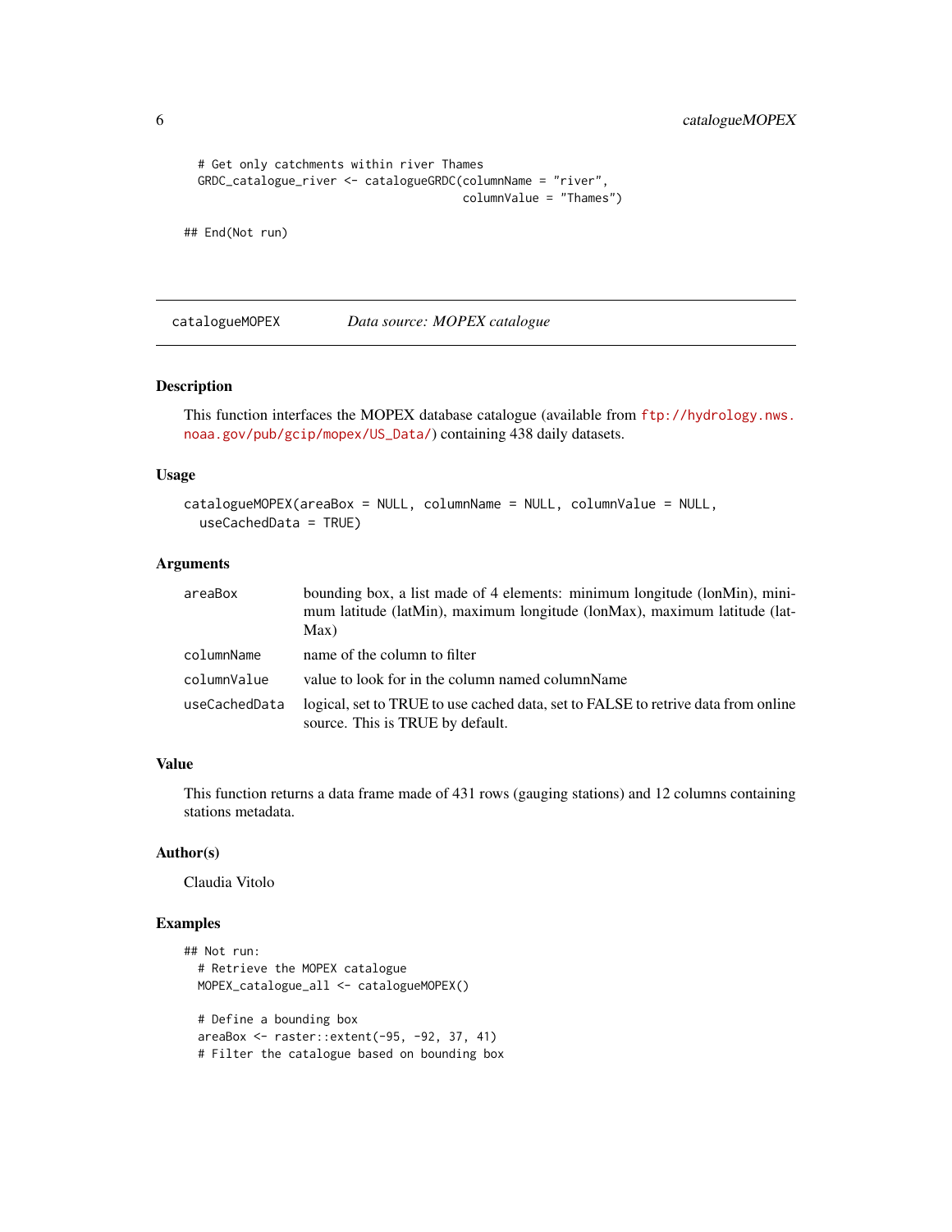```
  # Get only catchments within river Thames
  GRDC_catalogue_river <- catalogueGRDC(columnName = "river",
                                        columnValue = "Thames")

## End(Not run)
```

---

## catalogueMOPEX — *Data source: MOPEX catalogue*

### Description

This function interfaces the MOPEX database catalogue (available from ftp://hydrology.nws.noaa.gov/pub/gcip/mopex/US_Data/) containing 438 daily datasets.

### Usage

```
catalogueMOPEX(areaBox = NULL, columnName = NULL, columnValue = NULL,
  useCachedData = TRUE)
```

### Arguments

| | |
|---|---|
| areaBox | bounding box, a list made of 4 elements: minimum longitude (lonMin), minimum latitude (latMin), maximum longitude (lonMax), maximum latitude (latMax) |
| columnName | name of the column to filter |
| columnValue | value to look for in the column named columnName |
| useCachedData | logical, set to TRUE to use cached data, set to FALSE to retrive data from online source. This is TRUE by default. |

### Value

This function returns a data frame made of 431 rows (gauging stations) and 12 columns containing stations metadata.

### Author(s)

Claudia Vitolo

### Examples

```
## Not run:
  # Retrieve the MOPEX catalogue
  MOPEX_catalogue_all <- catalogueMOPEX()

  # Define a bounding box
  areaBox <- raster::extent(-95, -92, 37, 41)
  # Filter the catalogue based on bounding box
```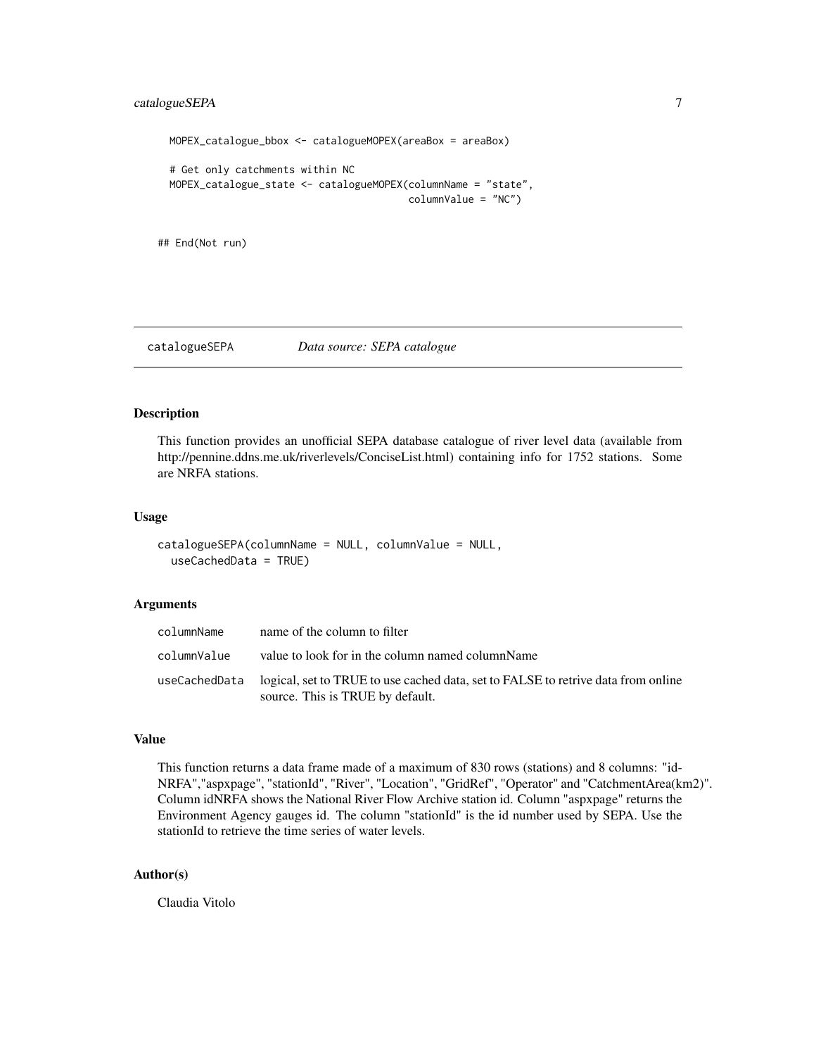```
  MOPEX_catalogue_bbox <- catalogueMOPEX(areaBox = areaBox)

  # Get only catchments within NC
  MOPEX_catalogue_state <- catalogueMOPEX(columnName = "state",
                                          columnValue = "NC")

## End(Not run)
```

## catalogueSEPA *Data source: SEPA catalogue*

### Description

This function provides an unofficial SEPA database catalogue of river level data (available from http://pennine.ddns.me.uk/riverlevels/ConciseList.html) containing info for 1752 stations. Some are NRFA stations.

### Usage

```
catalogueSEPA(columnName = NULL, columnValue = NULL,
  useCachedData = TRUE)
```

### Arguments

| | |
|---|---|
| columnName | name of the column to filter |
| columnValue | value to look for in the column named columnName |
| useCachedData | logical, set to TRUE to use cached data, set to FALSE to retrive data from online source. This is TRUE by default. |

### Value

This function returns a data frame made of a maximum of 830 rows (stations) and 8 columns: "idNRFA","aspxpage", "stationId", "River", "Location", "GridRef", "Operator" and "CatchmentArea(km2)". Column idNRFA shows the National River Flow Archive station id. Column "aspxpage" returns the Environment Agency gauges id. The column "stationId" is the id number used by SEPA. Use the stationId to retrieve the time series of water levels.

### Author(s)

Claudia Vitolo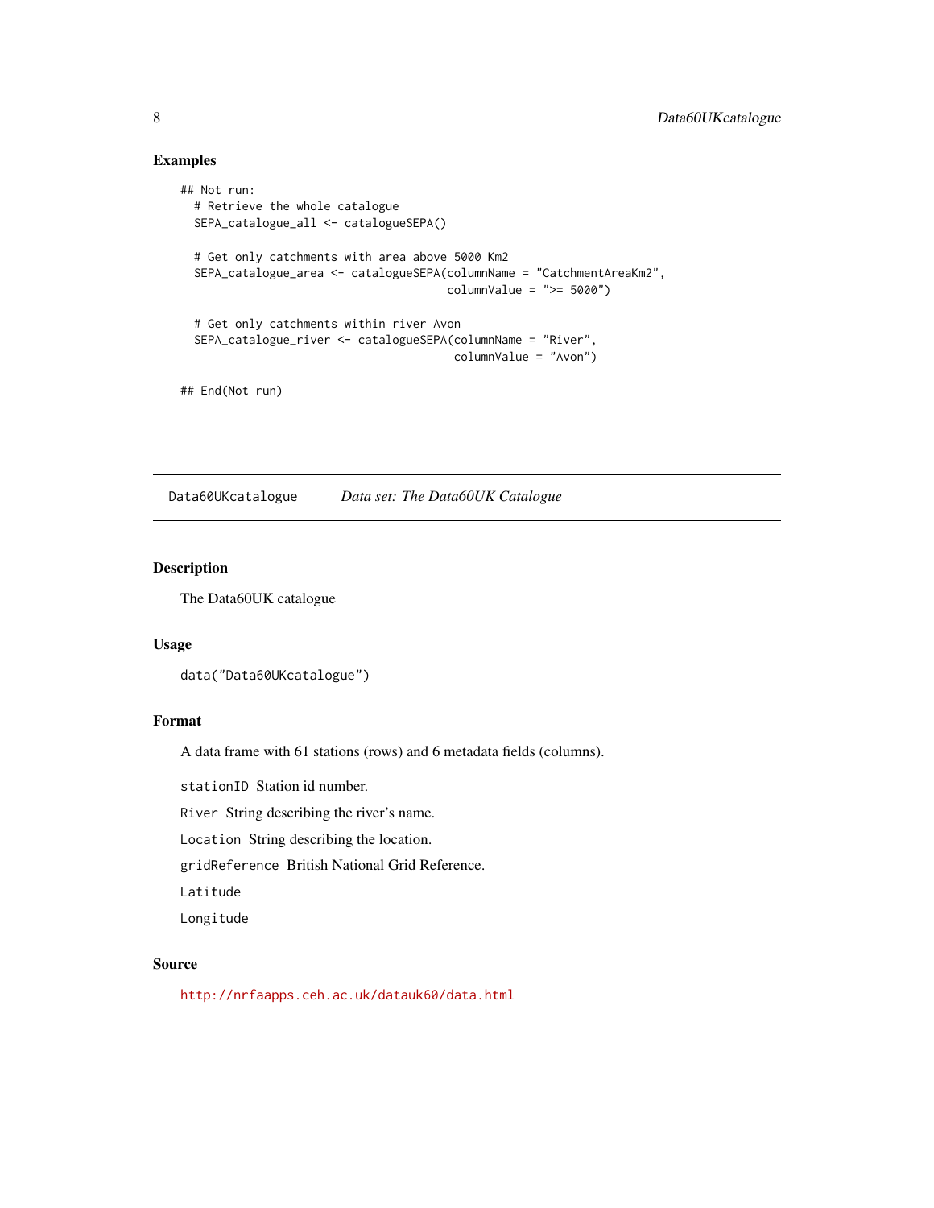### Examples

```
## Not run:
  # Retrieve the whole catalogue
  SEPA_catalogue_all <- catalogueSEPA()

  # Get only catchments with area above 5000 Km2
  SEPA_catalogue_area <- catalogueSEPA(columnName = "CatchmentAreaKm2",
                                       columnValue = ">= 5000")

  # Get only catchments within river Avon
  SEPA_catalogue_river <- catalogueSEPA(columnName = "River",
                                        columnValue = "Avon")

## End(Not run)
```

---

## Data60UKcatalogue &nbsp;&nbsp;&nbsp; *Data set: The Data60UK Catalogue*

---

### Description

The Data60UK catalogue

### Usage

```
data("Data60UKcatalogue")
```

### Format

A data frame with 61 stations (rows) and 6 metadata fields (columns).

`stationID` Station id number.

`River` String describing the river's name.

`Location` String describing the location.

`gridReference` British National Grid Reference.

`Latitude`

`Longitude`

### Source

http://nrfaapps.ceh.ac.uk/datauk60/data.html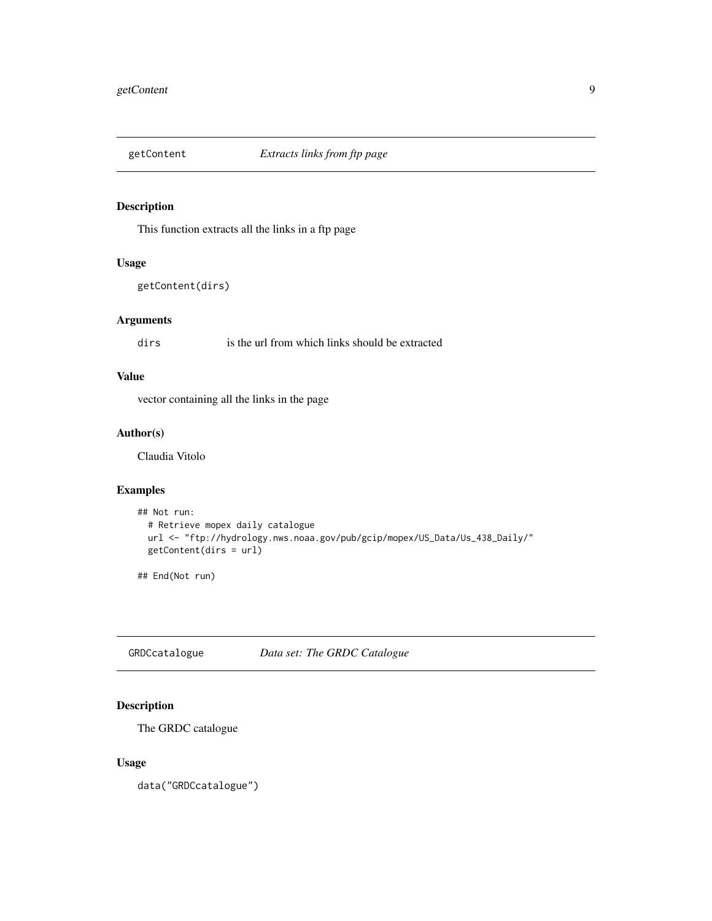## getContent *Extracts links from ftp page*

### Description

This function extracts all the links in a ftp page

### Usage

```
getContent(dirs)
```

### Arguments

`dirs` is the url from which links should be extracted

### Value

vector containing all the links in the page

### Author(s)

Claudia Vitolo

### Examples

```
## Not run:
  # Retrieve mopex daily catalogue
  url <- "ftp://hydrology.nws.noaa.gov/pub/gcip/mopex/US_Data/Us_438_Daily/"
  getContent(dirs = url)

## End(Not run)
```

## GRDCcatalogue *Data set: The GRDC Catalogue*

### Description

The GRDC catalogue

### Usage

```
data("GRDCcatalogue")
```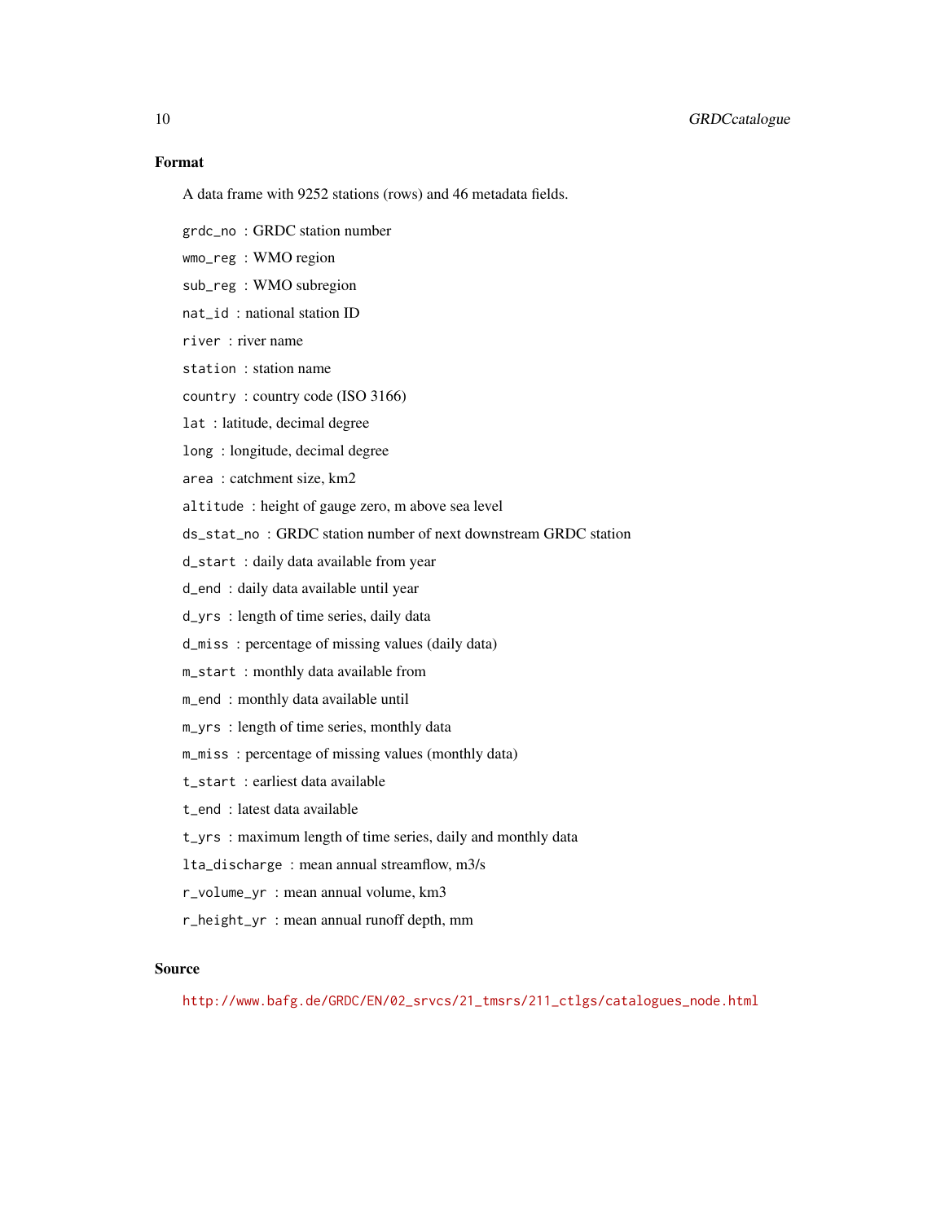### Format

A data frame with 9252 stations (rows) and 46 metadata fields.

`grdc_no` : GRDC station number

`wmo_reg` : WMO region

`sub_reg` : WMO subregion

`nat_id` : national station ID

`river` : river name

`station` : station name

`country` : country code (ISO 3166)

`lat` : latitude, decimal degree

`long` : longitude, decimal degree

`area` : catchment size, km2

`altitude` : height of gauge zero, m above sea level

`ds_stat_no` : GRDC station number of next downstream GRDC station

`d_start` : daily data available from year

`d_end` : daily data available until year

`d_yrs` : length of time series, daily data

`d_miss` : percentage of missing values (daily data)

`m_start` : monthly data available from

`m_end` : monthly data available until

`m_yrs` : length of time series, monthly data

`m_miss` : percentage of missing values (monthly data)

`t_start` : earliest data available

`t_end` : latest data available

`t_yrs` : maximum length of time series, daily and monthly data

`lta_discharge` : mean annual streamflow, m3/s

`r_volume_yr` : mean annual volume, km3

`r_height_yr` : mean annual runoff depth, mm

### Source

http://www.bafg.de/GRDC/EN/02_srvcs/21_tmsrs/211_ctlgs/catalogues_node.html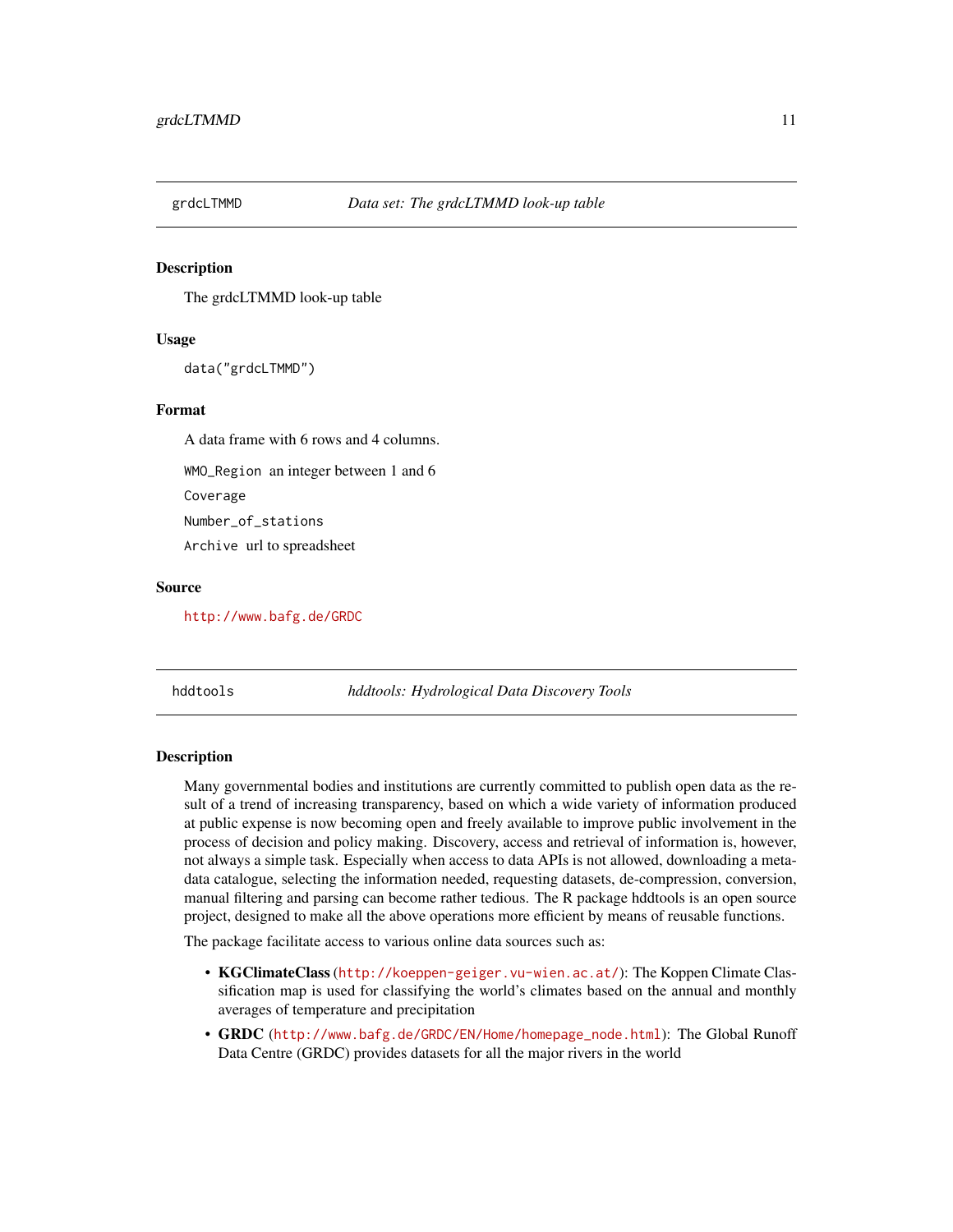## grdcLTMMD — *Data set: The grdcLTMMD look-up table*

### Description

The grdcLTMMD look-up table

### Usage

```
data("grdcLTMMD")
```

### Format

A data frame with 6 rows and 4 columns.

- `WMO_Region` an integer between 1 and 6
- `Coverage`
- `Number_of_stations`
- `Archive` url to spreadsheet

### Source

http://www.bafg.de/GRDC

## hddtools — *hddtools: Hydrological Data Discovery Tools*

### Description

Many governmental bodies and institutions are currently committed to publish open data as the result of a trend of increasing transparency, based on which a wide variety of information produced at public expense is now becoming open and freely available to improve public involvement in the process of decision and policy making. Discovery, access and retrieval of information is, however, not always a simple task. Especially when access to data APIs is not allowed, downloading a metadata catalogue, selecting the information needed, requesting datasets, de-compression, conversion, manual filtering and parsing can become rather tedious. The R package hddtools is an open source project, designed to make all the above operations more efficient by means of reusable functions.

The package facilitate access to various online data sources such as:

- **KGClimateClass** (http://koeppen-geiger.vu-wien.ac.at/): The Koppen Climate Classification map is used for classifying the world's climates based on the annual and monthly averages of temperature and precipitation
- **GRDC** (http://www.bafg.de/GRDC/EN/Home/homepage_node.html): The Global Runoff Data Centre (GRDC) provides datasets for all the major rivers in the world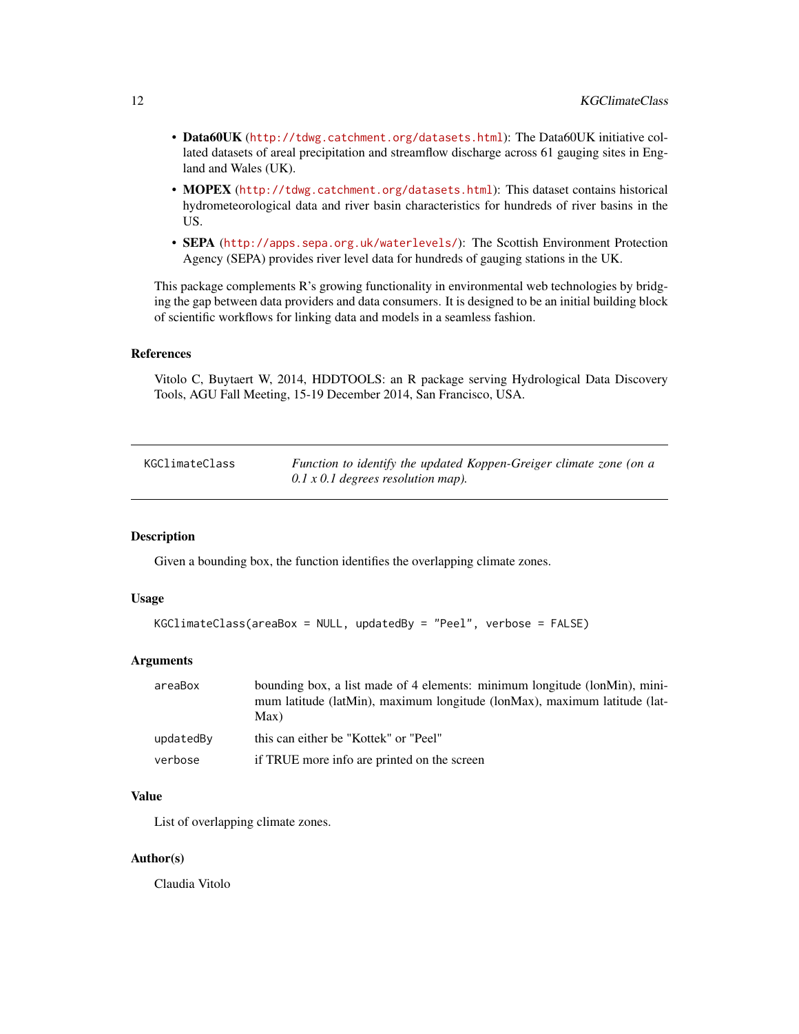- **Data60UK** (http://tdwg.catchment.org/datasets.html): The Data60UK initiative collated datasets of areal precipitation and streamflow discharge across 61 gauging sites in England and Wales (UK).
- **MOPEX** (http://tdwg.catchment.org/datasets.html): This dataset contains historical hydrometeorological data and river basin characteristics for hundreds of river basins in the US.
- **SEPA** (http://apps.sepa.org.uk/waterlevels/): The Scottish Environment Protection Agency (SEPA) provides river level data for hundreds of gauging stations in the UK.

This package complements R's growing functionality in environmental web technologies by bridging the gap between data providers and data consumers. It is designed to be an initial building block of scientific workflows for linking data and models in a seamless fashion.

### References

Vitolo C, Buytaert W, 2014, HDDTOOLS: an R package serving Hydrological Data Discovery Tools, AGU Fall Meeting, 15-19 December 2014, San Francisco, USA.

---

## KGClimateClass — *Function to identify the updated Koppen-Greiger climate zone (on a 0.1 x 0.1 degrees resolution map).*

---

### Description

Given a bounding box, the function identifies the overlapping climate zones.

### Usage

```
KGClimateClass(areaBox = NULL, updatedBy = "Peel", verbose = FALSE)
```

### Arguments

| | |
|---|---|
| areaBox | bounding box, a list made of 4 elements: minimum longitude (lonMin), minimum latitude (latMin), maximum longitude (lonMax), maximum latitude (latMax) |
| updatedBy | this can either be "Kottek" or "Peel" |
| verbose | if TRUE more info are printed on the screen |

### Value

List of overlapping climate zones.

### Author(s)

Claudia Vitolo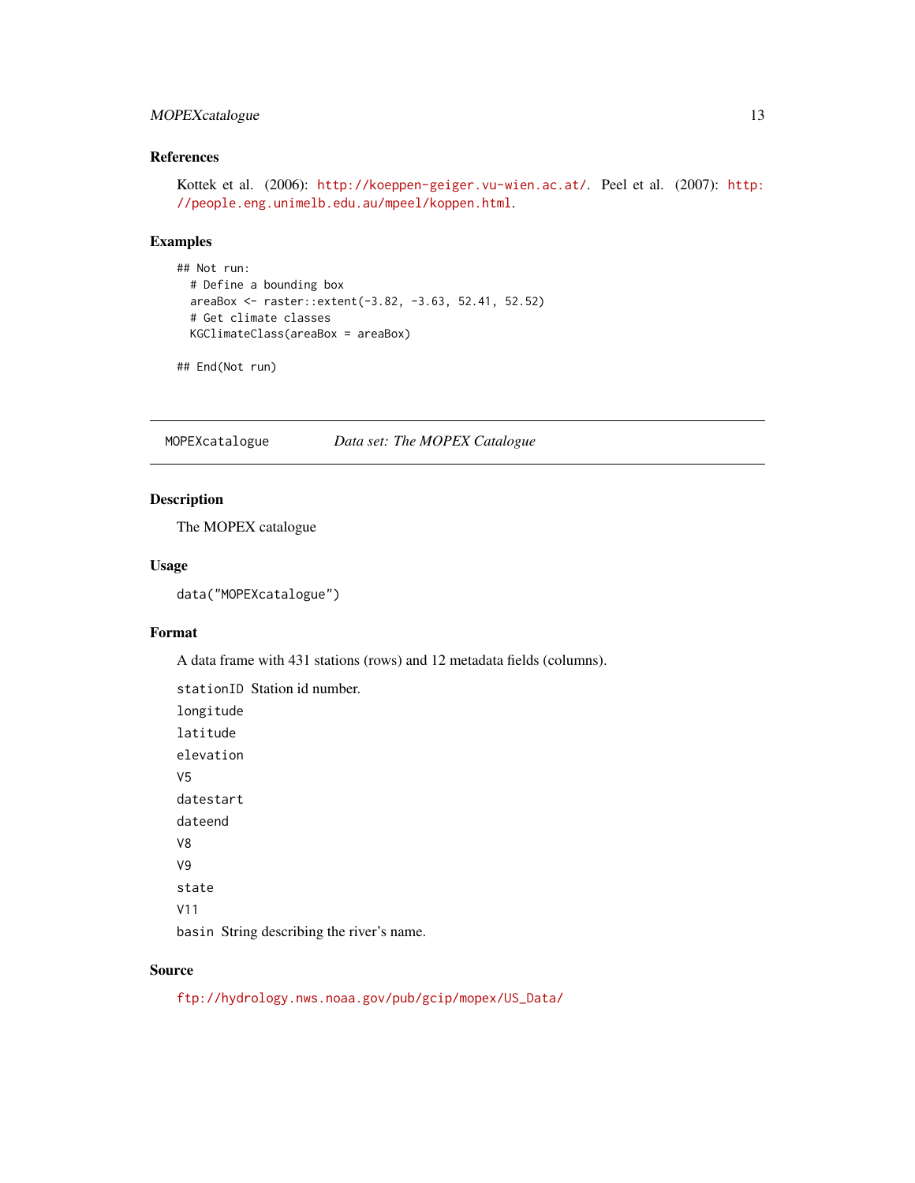## References

Kottek et al. (2006): http://koeppen-geiger.vu-wien.ac.at/. Peel et al. (2007): http://people.eng.unimelb.edu.au/mpeel/koppen.html.

## Examples

```
## Not run:
  # Define a bounding box
  areaBox <- raster::extent(-3.82, -3.63, 52.41, 52.52)
  # Get climate classes
  KGClimateClass(areaBox = areaBox)

## End(Not run)
```

---

# MOPEXcatalogue — *Data set: The MOPEX Catalogue*

---

## Description

The MOPEX catalogue

## Usage

```
data("MOPEXcatalogue")
```

## Format

A data frame with 431 stations (rows) and 12 metadata fields (columns).

- `stationID` Station id number.
- `longitude`
- `latitude`
- `elevation`
- `V5`
- `datestart`
- `dateend`
- `V8`
- `V9`
- `state`
- `V11`
- `basin` String describing the river's name.

## Source

ftp://hydrology.nws.noaa.gov/pub/gcip/mopex/US_Data/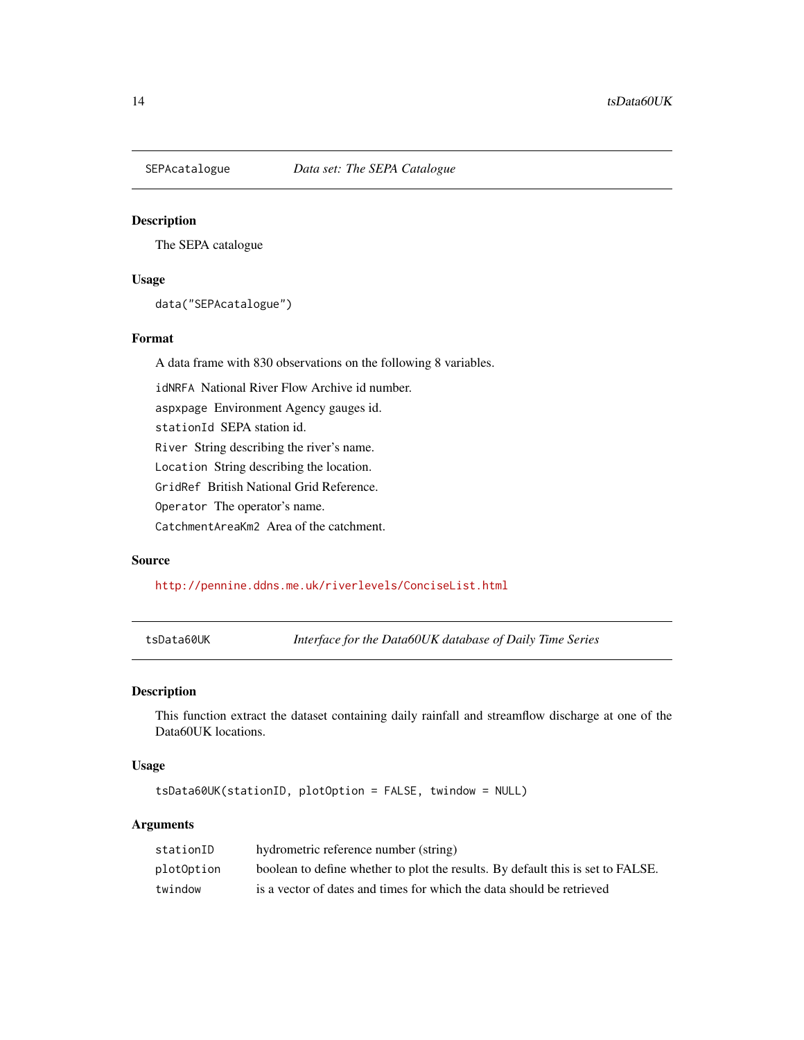## SEPAcatalogue — *Data set: The SEPA Catalogue*

### Description

The SEPA catalogue

### Usage

```
data("SEPAcatalogue")
```

### Format

A data frame with 830 observations on the following 8 variables.

- `idNRFA` National River Flow Archive id number.
- `aspxpage` Environment Agency gauges id.
- `stationId` SEPA station id.
- `River` String describing the river's name.
- `Location` String describing the location.
- `GridRef` British National Grid Reference.
- `Operator` The operator's name.
- `CatchmentAreaKm2` Area of the catchment.

### Source

http://pennine.ddns.me.uk/riverlevels/ConciseList.html

## tsData60UK — *Interface for the Data60UK database of Daily Time Series*

### Description

This function extract the dataset containing daily rainfall and streamflow discharge at one of the Data60UK locations.

### Usage

```
tsData60UK(stationID, plotOption = FALSE, twindow = NULL)
```

### Arguments

| | |
|---|---|
| `stationID` | hydrometric reference number (string) |
| `plotOption` | boolean to define whether to plot the results. By default this is set to FALSE. |
| `twindow` | is a vector of dates and times for which the data should be retrieved |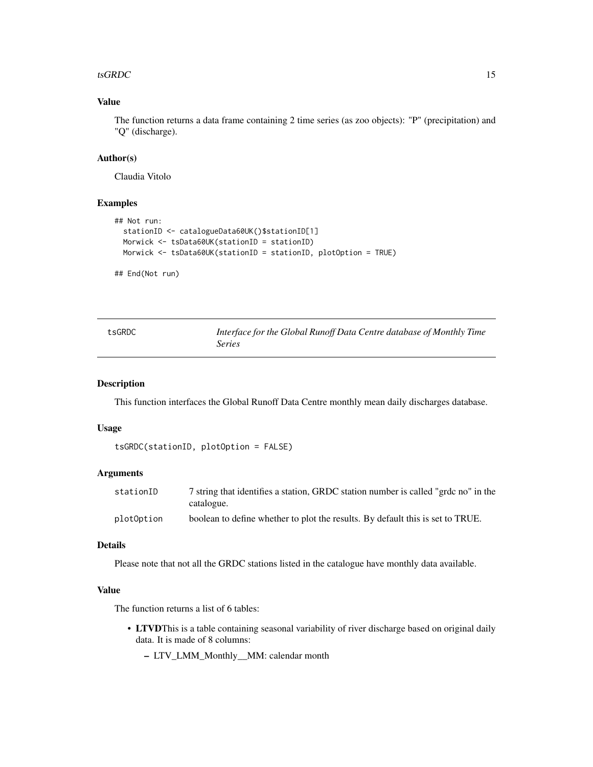## Value

The function returns a data frame containing 2 time series (as zoo objects): "P" (precipitation) and "Q" (discharge).

## Author(s)

Claudia Vitolo

## Examples

```
## Not run:
  stationID <- catalogueData60UK()$stationID[1]
  Morwick <- tsData60UK(stationID = stationID)
  Morwick <- tsData60UK(stationID = stationID, plotOption = TRUE)

## End(Not run)
```

---

# tsGRDC — *Interface for the Global Runoff Data Centre database of Monthly Time Series*

---

## Description

This function interfaces the Global Runoff Data Centre monthly mean daily discharges database.

## Usage

```
tsGRDC(stationID, plotOption = FALSE)
```

## Arguments

| | |
|---|---|
| `stationID` | 7 string that identifies a station, GRDC station number is called "grdc no" in the catalogue. |
| `plotOption` | boolean to define whether to plot the results. By default this is set to TRUE. |

## Details

Please note that not all the GRDC stations listed in the catalogue have monthly data available.

## Value

The function returns a list of 6 tables:

- **LTVD**This is a table containing seasonal variability of river discharge based on original daily data. It is made of 8 columns:
  - LTV_LMM_Monthly__MM: calendar month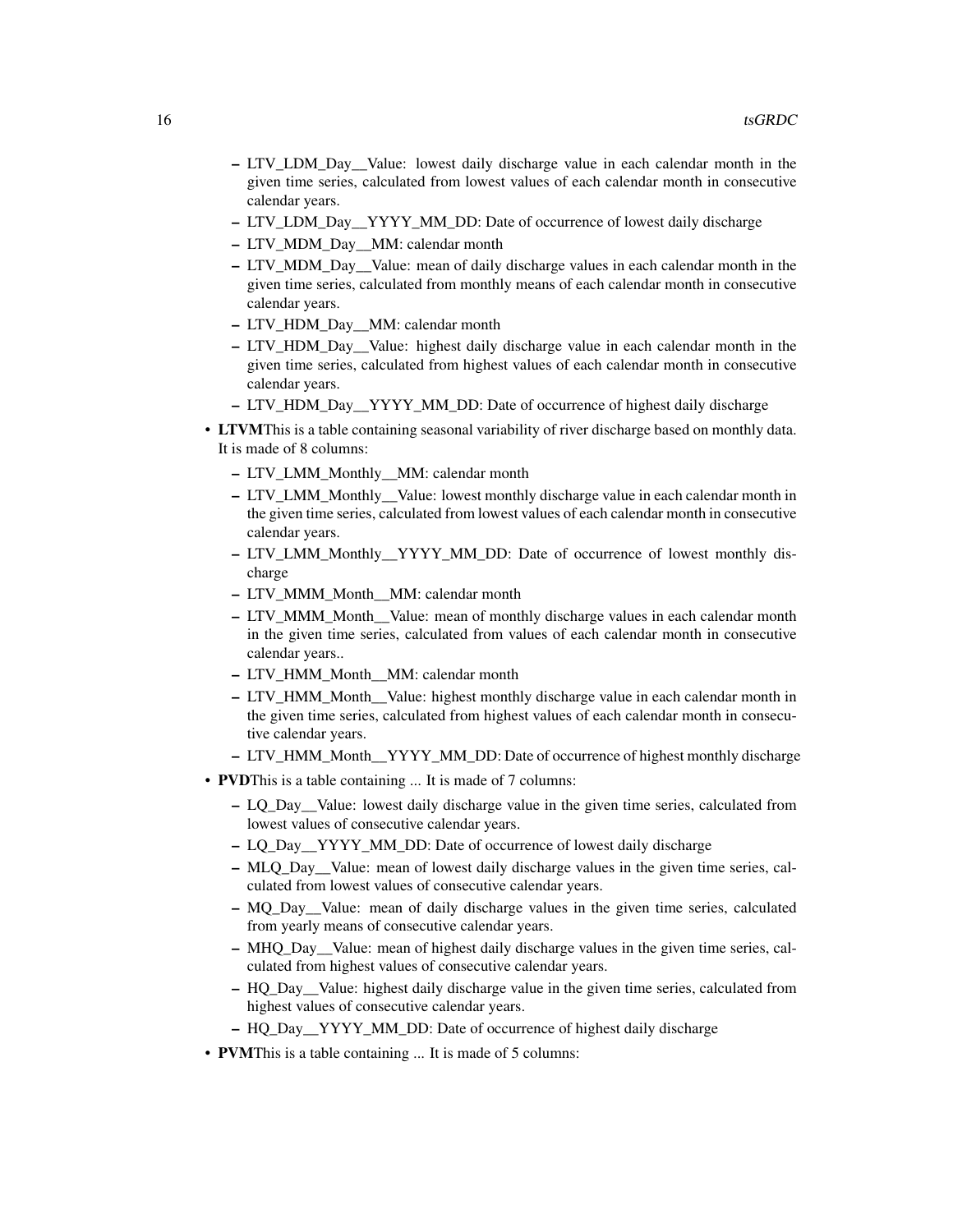- LTV_LDM_Day__Value: lowest daily discharge value in each calendar month in the given time series, calculated from lowest values of each calendar month in consecutive calendar years.
- LTV_LDM_Day__YYYY_MM_DD: Date of occurrence of lowest daily discharge
- LTV_MDM_Day__MM: calendar month
- LTV_MDM_Day__Value: mean of daily discharge values in each calendar month in the given time series, calculated from monthly means of each calendar month in consecutive calendar years.
- LTV_HDM_Day__MM: calendar month
- LTV_HDM_Day__Value: highest daily discharge value in each calendar month in the given time series, calculated from highest values of each calendar month in consecutive calendar years.
- LTV_HDM_Day__YYYY_MM_DD: Date of occurrence of highest daily discharge

* **LTVM**This is a table containing seasonal variability of river discharge based on monthly data. It is made of 8 columns:
  - LTV_LMM_Monthly__MM: calendar month
  - LTV_LMM_Monthly__Value: lowest monthly discharge value in each calendar month in the given time series, calculated from lowest values of each calendar month in consecutive calendar years.
  - LTV_LMM_Monthly__YYYY_MM_DD: Date of occurrence of lowest monthly discharge
  - LTV_MMM_Month__MM: calendar month
  - LTV_MMM_Month__Value: mean of monthly discharge values in each calendar month in the given time series, calculated from values of each calendar month in consecutive calendar years..
  - LTV_HMM_Month__MM: calendar month
  - LTV_HMM_Month__Value: highest monthly discharge value in each calendar month in the given time series, calculated from highest values of each calendar month in consecutive calendar years.
  - LTV_HMM_Month__YYYY_MM_DD: Date of occurrence of highest monthly discharge
* **PVD**This is a table containing ... It is made of 7 columns:
  - LQ_Day__Value: lowest daily discharge value in the given time series, calculated from lowest values of consecutive calendar years.
  - LQ_Day__YYYY_MM_DD: Date of occurrence of lowest daily discharge
  - MLQ_Day__Value: mean of lowest daily discharge values in the given time series, calculated from lowest values of consecutive calendar years.
  - MQ_Day__Value: mean of daily discharge values in the given time series, calculated from yearly means of consecutive calendar years.
  - MHQ_Day__Value: mean of highest daily discharge values in the given time series, calculated from highest values of consecutive calendar years.
  - HQ_Day__Value: highest daily discharge value in the given time series, calculated from highest values of consecutive calendar years.
  - HQ_Day__YYYY_MM_DD: Date of occurrence of highest daily discharge
* **PVM**This is a table containing ... It is made of 5 columns: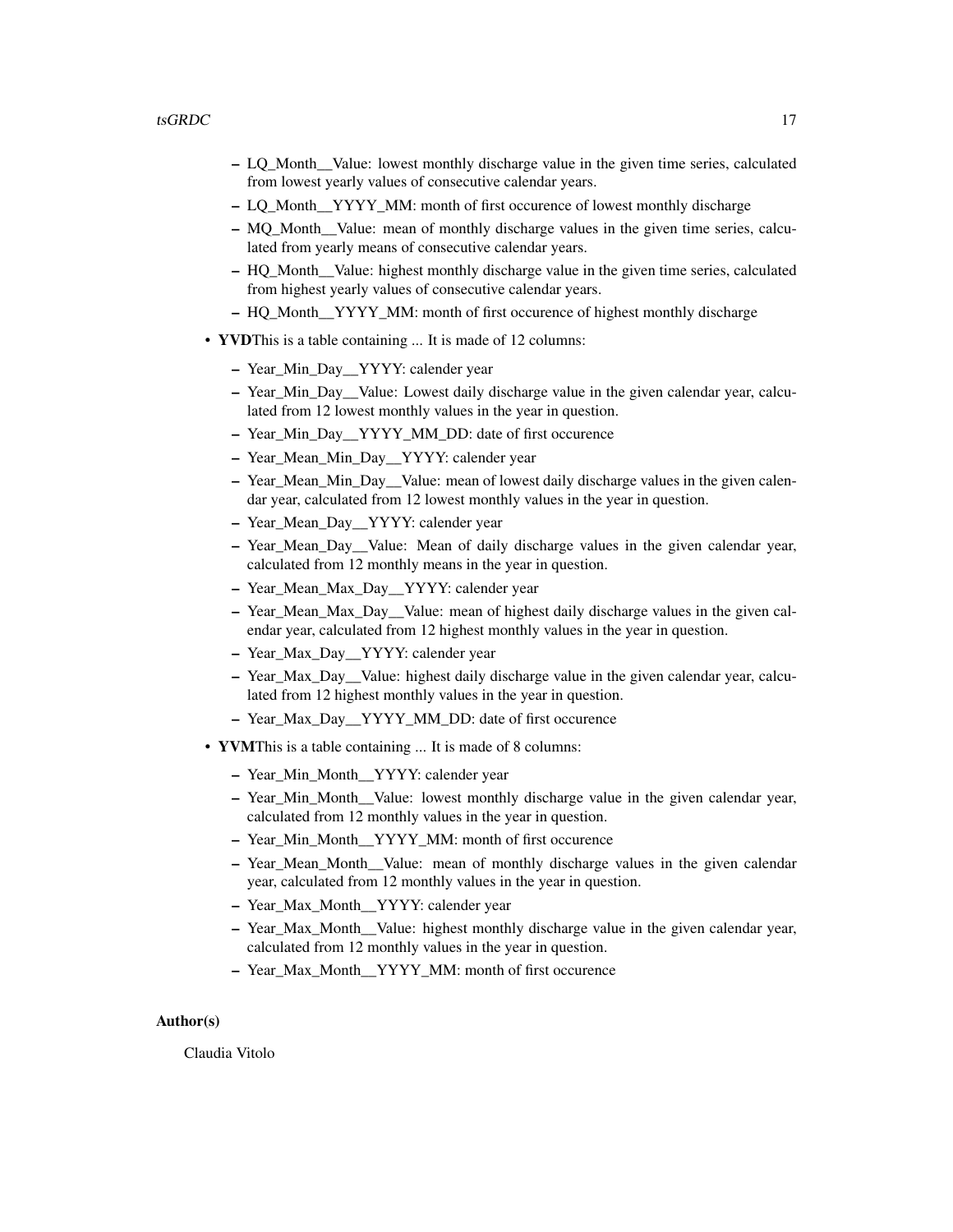- LQ_Month__Value: lowest monthly discharge value in the given time series, calculated from lowest yearly values of consecutive calendar years.
  - LQ_Month__YYYY_MM: month of first occurence of lowest monthly discharge
  - MQ_Month__Value: mean of monthly discharge values in the given time series, calculated from yearly means of consecutive calendar years.
  - HQ_Month__Value: highest monthly discharge value in the given time series, calculated from highest yearly values of consecutive calendar years.
  - HQ_Month__YYYY_MM: month of first occurence of highest monthly discharge
- **YVD**This is a table containing ... It is made of 12 columns:
  - Year_Min_Day__YYYY: calender year
  - Year_Min_Day__Value: Lowest daily discharge value in the given calendar year, calculated from 12 lowest monthly values in the year in question.
  - Year_Min_Day__YYYY_MM_DD: date of first occurence
  - Year_Mean_Min_Day__YYYY: calender year
  - Year_Mean_Min_Day__Value: mean of lowest daily discharge values in the given calendar year, calculated from 12 lowest monthly values in the year in question.
  - Year_Mean_Day__YYYY: calender year
  - Year_Mean_Day__Value: Mean of daily discharge values in the given calendar year, calculated from 12 monthly means in the year in question.
  - Year_Mean_Max_Day__YYYY: calender year
  - Year_Mean_Max_Day__Value: mean of highest daily discharge values in the given calendar year, calculated from 12 highest monthly values in the year in question.
  - Year_Max_Day__YYYY: calender year
  - Year_Max_Day__Value: highest daily discharge value in the given calendar year, calculated from 12 highest monthly values in the year in question.
  - Year_Max_Day__YYYY_MM_DD: date of first occurence
- **YVM**This is a table containing ... It is made of 8 columns:
  - Year_Min_Month__YYYY: calender year
  - Year_Min_Month__Value: lowest monthly discharge value in the given calendar year, calculated from 12 monthly values in the year in question.
  - Year_Min_Month__YYYY_MM: month of first occurence
  - Year_Mean_Month__Value: mean of monthly discharge values in the given calendar year, calculated from 12 monthly values in the year in question.
  - Year_Max_Month__YYYY: calender year
  - Year_Max_Month__Value: highest monthly discharge value in the given calendar year, calculated from 12 monthly values in the year in question.
  - Year_Max_Month__YYYY_MM: month of first occurence

**Author(s)**

Claudia Vitolo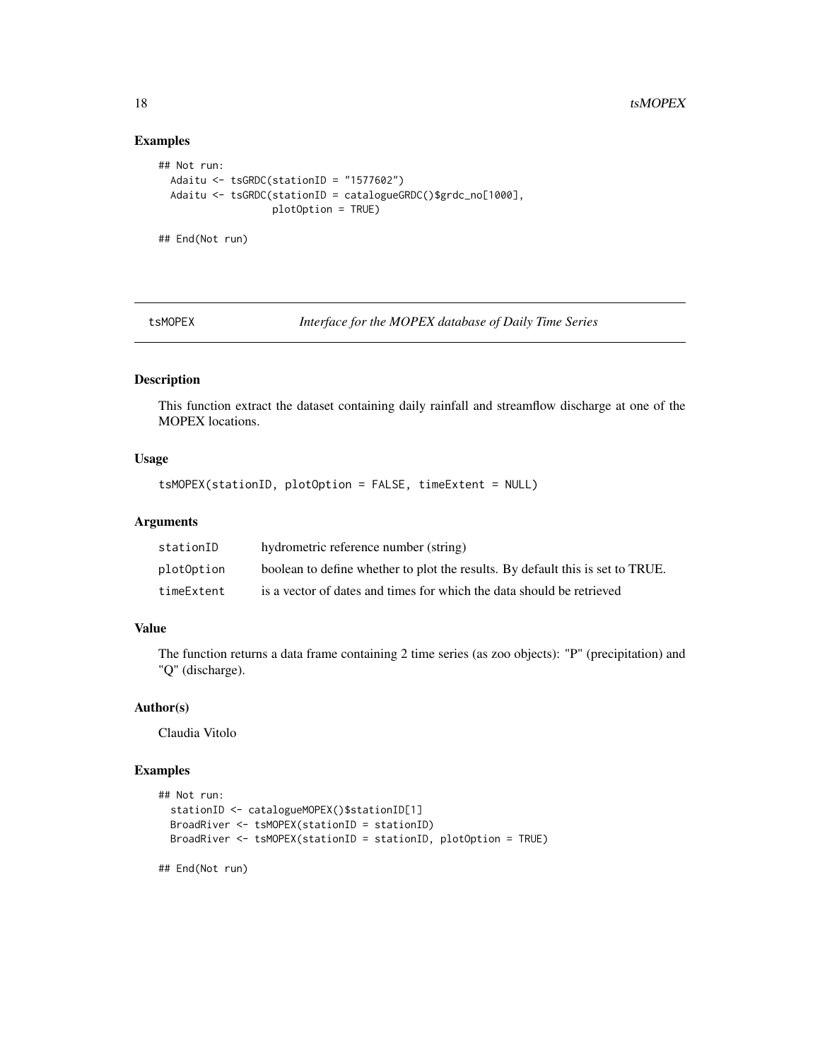### Examples

```
## Not run:
  Adaitu <- tsGRDC(stationID = "1577602")
  Adaitu <- tsGRDC(stationID = catalogueGRDC()$grdc_no[1000],
                   plotOption = TRUE)

## End(Not run)
```

## tsMOPEX &emsp; *Interface for the MOPEX database of Daily Time Series*

### Description

This function extract the dataset containing daily rainfall and streamflow discharge at one of the MOPEX locations.

### Usage

```
tsMOPEX(stationID, plotOption = FALSE, timeExtent = NULL)
```

### Arguments

| | |
|---|---|
| stationID | hydrometric reference number (string) |
| plotOption | boolean to define whether to plot the results. By default this is set to TRUE. |
| timeExtent | is a vector of dates and times for which the data should be retrieved |

### Value

The function returns a data frame containing 2 time series (as zoo objects): "P" (precipitation) and "Q" (discharge).

### Author(s)

Claudia Vitolo

### Examples

```
## Not run:
  stationID <- catalogueMOPEX()$stationID[1]
  BroadRiver <- tsMOPEX(stationID = stationID)
  BroadRiver <- tsMOPEX(stationID = stationID, plotOption = TRUE)

## End(Not run)
```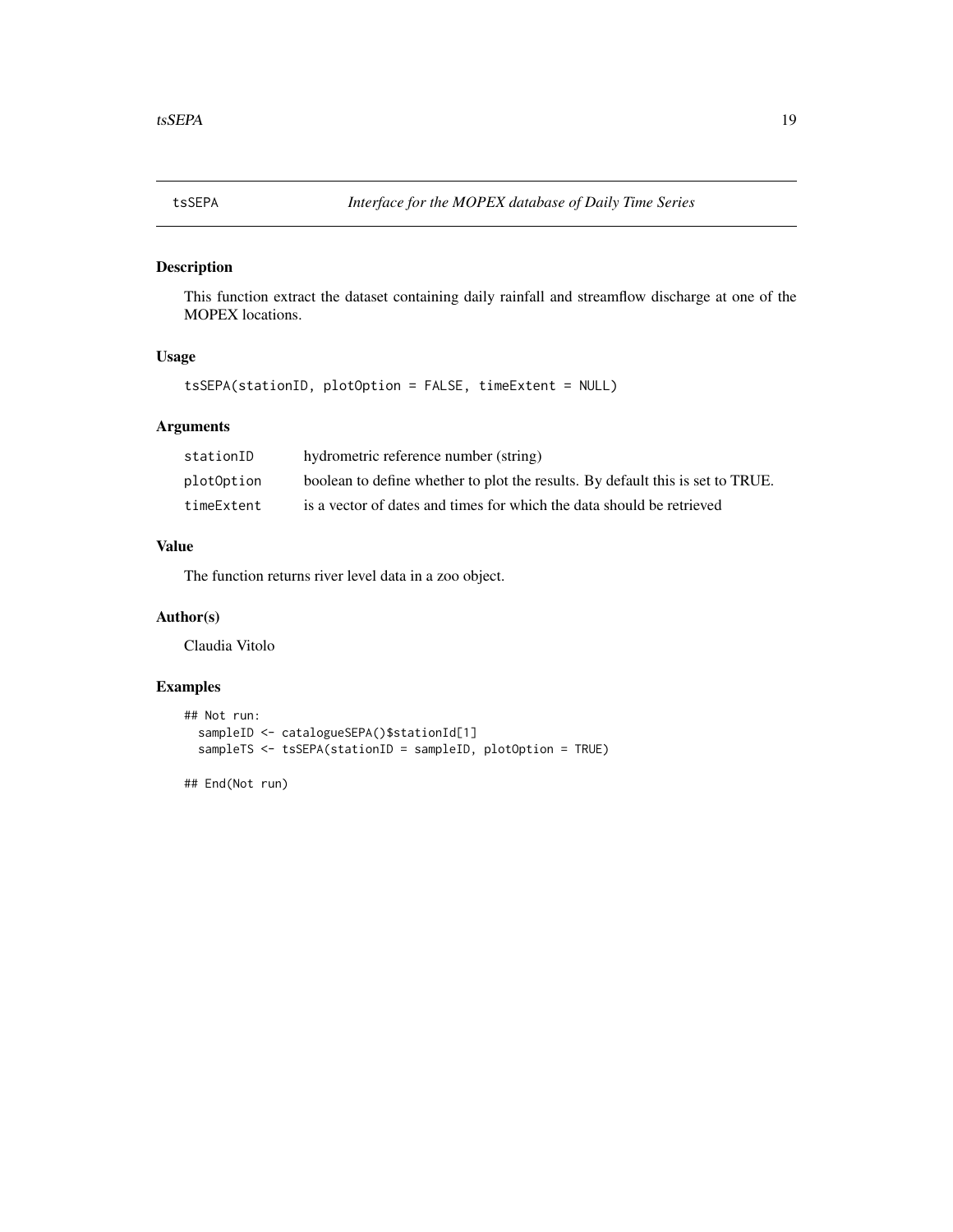## tsSEPA *Interface for the MOPEX database of Daily Time Series*

### Description

This function extract the dataset containing daily rainfall and streamflow discharge at one of the MOPEX locations.

### Usage

```
tsSEPA(stationID, plotOption = FALSE, timeExtent = NULL)
```

### Arguments

| | |
|---|---|
| stationID | hydrometric reference number (string) |
| plotOption | boolean to define whether to plot the results. By default this is set to TRUE. |
| timeExtent | is a vector of dates and times for which the data should be retrieved |

### Value

The function returns river level data in a zoo object.

### Author(s)

Claudia Vitolo

### Examples

```
## Not run:
  sampleID <- catalogueSEPA()$stationId[1]
  sampleTS <- tsSEPA(stationID = sampleID, plotOption = TRUE)

## End(Not run)
```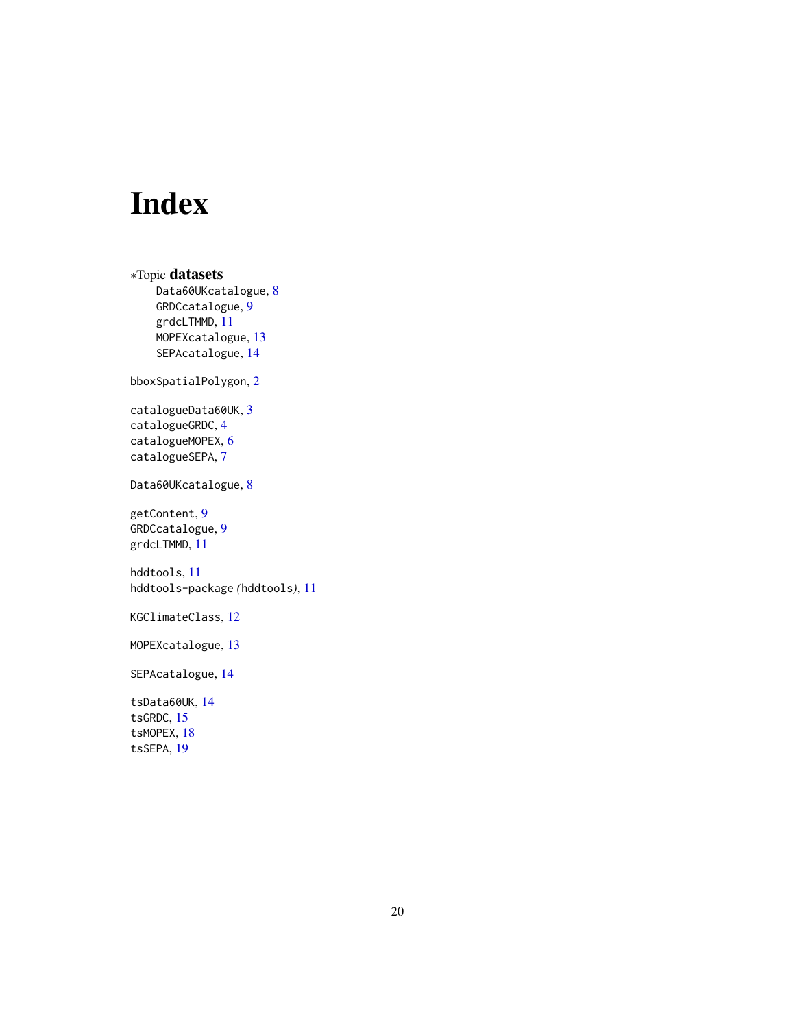# Index

*Topic **datasets**
  Data60UKcatalogue, 8
  GRDCcatalogue, 9
  grdcLTMMD, 11
  MOPEXcatalogue, 13
  SEPAcatalogue, 14

bboxSpatialPolygon, 2

catalogueData60UK, 3
catalogueGRDC, 4
catalogueMOPEX, 6
catalogueSEPA, 7

Data60UKcatalogue, 8

getContent, 9
GRDCcatalogue, 9
grdcLTMMD, 11

hddtools, 11
hddtools-package (hddtools), 11

KGClimateClass, 12

MOPEXcatalogue, 13

SEPAcatalogue, 14

tsData60UK, 14
tsGRDC, 15
tsMOPEX, 18
tsSEPA, 19